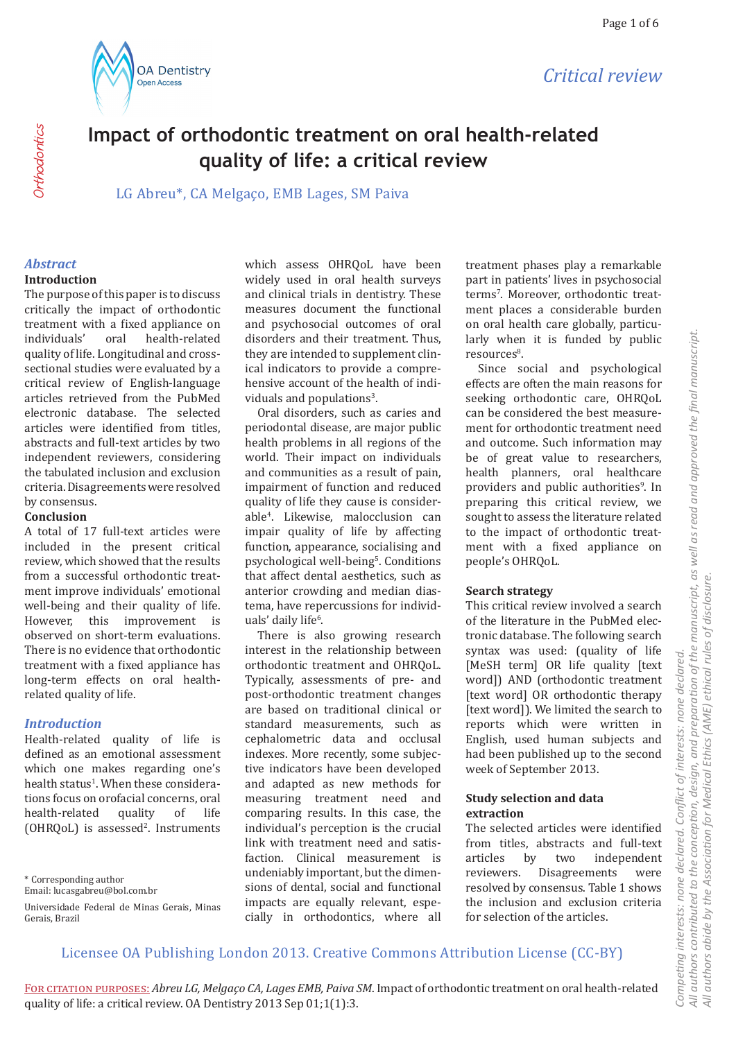Critical review

# Impact of orthodontic treatment on oral health-related quality of life: a critical review

LG Abreu*, CA Melgaço, EMB Lages, SM Paiva

## Abstract

### Introduction

The purpose of this paper is to discuss critically the impact of orthodontic treatment with a fixed appliance on individuals' oral health-related quality of life. Longitudinal and cross-sectional studies were evaluated by a critical review of English-language articles retrieved from the PubMed electronic database. The selected articles were identified from titles, abstracts and full-text articles by two independent reviewers, considering the tabulated inclusion and exclusion criteria. Disagreements were resolved by consensus.

### Conclusion

A total of 17 full-text articles were included in the present critical review, which showed that the results from a successful orthodontic treatment improve individuals' emotional well-being and their quality of life. However, this improvement is observed on short-term evaluations. There is no evidence that orthodontic treatment with a fixed appliance has long-term effects on oral health-related quality of life.

## Introduction

Health-related quality of life is defined as an emotional assessment which one makes regarding one's health status[1]. When these considerations focus on orofacial concerns, oral health-related quality of life (OHRQoL) is assessed[2]. Instruments which assess OHRQoL have been widely used in oral health surveys and clinical trials in dentistry. These measures document the functional and psychosocial outcomes of oral disorders and their treatment. Thus, they are intended to supplement clinical indicators to provide a comprehensive account of the health of individuals and populations[3].

Oral disorders, such as caries and periodontal disease, are major public health problems in all regions of the world. Their impact on individuals and communities as a result of pain, impairment of function and reduced quality of life they cause is considerable[4]. Likewise, malocclusion can impair quality of life by affecting function, appearance, socialising and psychological well-being[5]. Conditions that affect dental aesthetics, such as anterior crowding and median diastema, have repercussions for individuals' daily life[6].

There is also growing research interest in the relationship between orthodontic treatment and OHRQoL. Typically, assessments of pre- and post-orthodontic treatment changes are based on traditional clinical or standard measurements, such as cephalometric data and occlusal indexes. More recently, some subjective indicators have been developed and adapted as new methods for measuring treatment need and comparing results. In this case, the individual's perception is the crucial link with treatment need and satisfaction. Clinical measurement is undeniably important, but the dimensions of dental, social and functional impacts are equally relevant, especially in orthodontics, where all treatment phases play a remarkable part in patients' lives in psychosocial terms[7]. Moreover, orthodontic treatment places a considerable burden on oral health care globally, particularly when it is funded by public resources[8].

Since social and psychological effects are often the main reasons for seeking orthodontic care, OHRQoL can be considered the best measurement for orthodontic treatment need and outcome. Such information may be of great value to researchers, health planners, oral healthcare providers and public authorities[9]. In preparing this critical review, we sought to assess the literature related to the impact of orthodontic treatment with a fixed appliance on people's OHRQoL.

### Search strategy

This critical review involved a search of the literature in the PubMed electronic database. The following search syntax was used: (quality of life [MeSH term] OR life quality [text word]) AND (orthodontic treatment [text word] OR orthodontic therapy [text word]). We limited the search to reports which were written in English, used human subjects and had been published up to the second week of September 2013.

### Study selection and data extraction

The selected articles were identified from titles, abstracts and full-text articles by two independent reviewers. Disagreements were resolved by consensus. Table 1 shows the inclusion and exclusion criteria for selection of the articles.

\* Corresponding author
Email: lucasgabreu@bol.com.br

Universidade Federal de Minas Gerais, Minas Gerais, Brazil

Licensee OA Publishing London 2013. Creative Commons Attribution License (CC-BY)

For citation purposes: *Abreu LG, Melgaço CA, Lages EMB, Paiva SM*. Impact of orthodontic treatment on oral health-related quality of life: a critical review. OA Dentistry 2013 Sep 01;1(1):3.

*Competing interests: none declared. Conflict of interests: none declared. All authors contributed to the conception, design, and preparation of the manuscript, as well as read and approved the final manuscript. All authors abide by the Association for Medical Ethics (AME) ethical rules of disclosure.*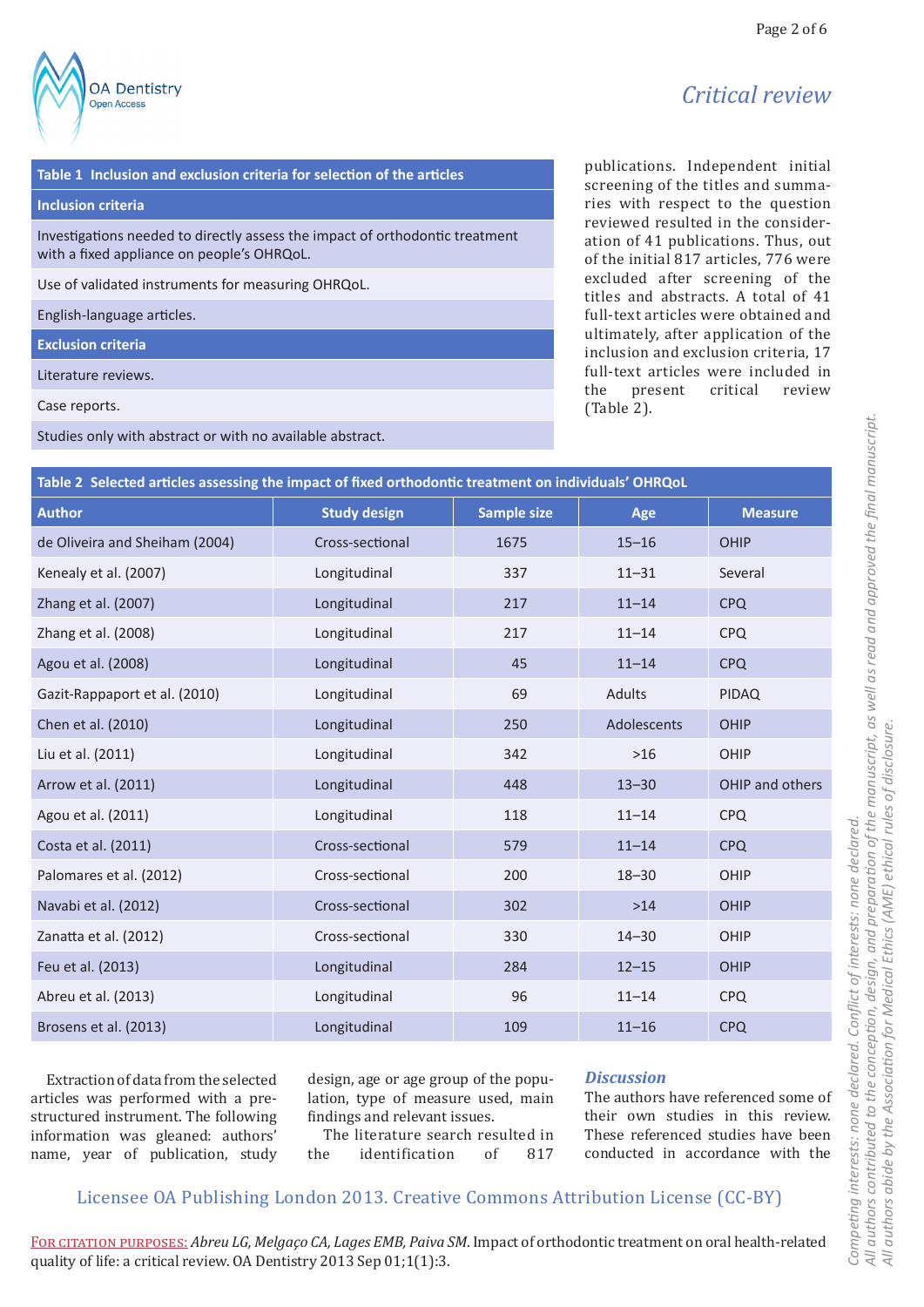**Table 1 Inclusion and exclusion criteria for selection of the articles**

| Inclusion criteria |
| --- |
| Investigations needed to directly assess the impact of orthodontic treatment with a fixed appliance on people's OHRQoL. |
| Use of validated instruments for measuring OHRQoL. |
| English-language articles. |
| **Exclusion criteria** |
| Literature reviews. |
| Case reports. |
| Studies only with abstract or with no available abstract. |

publications. Independent initial screening of the titles and summaries with respect to the question reviewed resulted in the consideration of 41 publications. Thus, out of the initial 817 articles, 776 were excluded after screening of the titles and abstracts. A total of 41 full-text articles were obtained and ultimately, after application of the inclusion and exclusion criteria, 17 full-text articles were included in the present critical review (Table 2).

**Table 2 Selected articles assessing the impact of fixed orthodontic treatment on individuals' OHRQoL**

| Author | Study design | Sample size | Age | Measure |
| --- | --- | --- | --- | --- |
| de Oliveira and Sheiham (2004) | Cross-sectional | 1675 | 15–16 | OHIP |
| Kenealy et al. (2007) | Longitudinal | 337 | 11–31 | Several |
| Zhang et al. (2007) | Longitudinal | 217 | 11–14 | CPQ |
| Zhang et al. (2008) | Longitudinal | 217 | 11–14 | CPQ |
| Agou et al. (2008) | Longitudinal | 45 | 11–14 | CPQ |
| Gazit-Rappaport et al. (2010) | Longitudinal | 69 | Adults | PIDAQ |
| Chen et al. (2010) | Longitudinal | 250 | Adolescents | OHIP |
| Liu et al. (2011) | Longitudinal | 342 | >16 | OHIP |
| Arrow et al. (2011) | Longitudinal | 448 | 13–30 | OHIP and others |
| Agou et al. (2011) | Longitudinal | 118 | 11–14 | CPQ |
| Costa et al. (2011) | Cross-sectional | 579 | 11–14 | CPQ |
| Palomares et al. (2012) | Cross-sectional | 200 | 18–30 | OHIP |
| Navabi et al. (2012) | Cross-sectional | 302 | >14 | OHIP |
| Zanatta et al. (2012) | Cross-sectional | 330 | 14–30 | OHIP |
| Feu et al. (2013) | Longitudinal | 284 | 12–15 | OHIP |
| Abreu et al. (2013) | Longitudinal | 96 | 11–14 | CPQ |
| Brosens et al. (2013) | Longitudinal | 109 | 11–16 | CPQ |

Extraction of data from the selected articles was performed with a pre-structured instrument. The following information was gleaned: authors' name, year of publication, study design, age or age group of the population, type of measure used, main findings and relevant issues.

The literature search resulted in the identification of 817

## Discussion

The authors have referenced some of their own studies in this review. These referenced studies have been conducted in accordance with the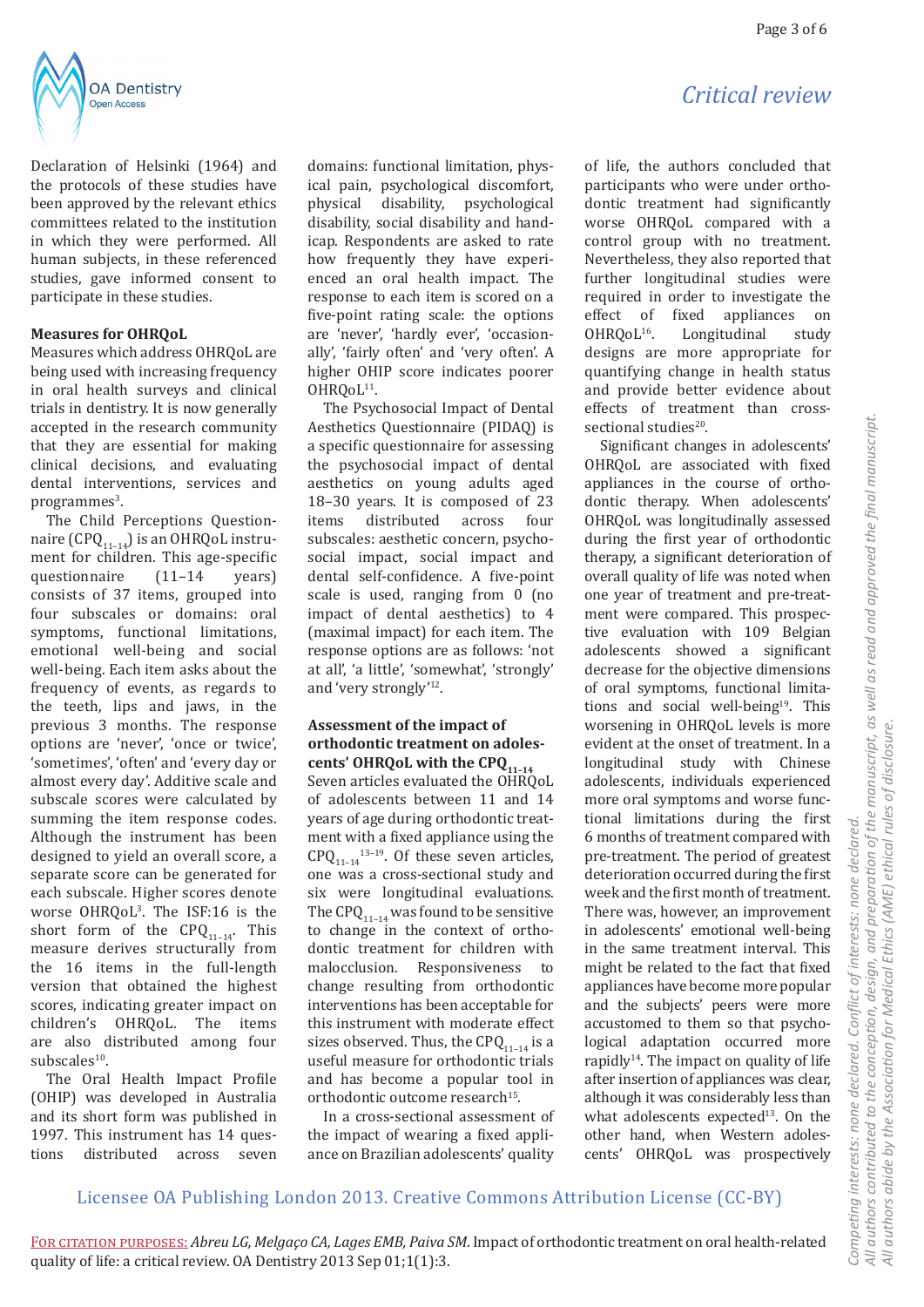Declaration of Helsinki (1964) and the protocols of these studies have been approved by the relevant ethics committees related to the institution in which they were performed. All human subjects, in these referenced studies, gave informed consent to participate in these studies.

**Measures for OHRQoL**

Measures which address OHRQoL are being used with increasing frequency in oral health surveys and clinical trials in dentistry. It is now generally accepted in the research community that they are essential for making clinical decisions, and evaluating dental interventions, services and programmes[3].

The Child Perceptions Questionnaire ($CPQ_{11-14}$) is an OHRQoL instrument for children. This age-specific questionnaire (11–14 years) consists of 37 items, grouped into four subscales or domains: oral symptoms, functional limitations, emotional well-being and social well-being. Each item asks about the frequency of events, as regards to the teeth, lips and jaws, in the previous 3 months. The response options are 'never', 'once or twice', 'sometimes', 'often' and 'every day or almost every day'. Additive scale and subscale scores were calculated by summing the item response codes. Although the instrument has been designed to yield an overall score, a separate score can be generated for each subscale. Higher scores denote worse OHRQoL[3]. The ISF:16 is the short form of the $CPQ_{11-14}$. This measure derives structurally from the 16 items in the full-length version that obtained the highest scores, indicating greater impact on children's OHRQoL. The items are also distributed among four subscales[10].

The Oral Health Impact Profile (OHIP) was developed in Australia and its short form was published in 1997. This instrument has 14 questions distributed across seven domains: functional limitation, physical pain, psychological discomfort, physical disability, psychological disability, social disability and handicap. Respondents are asked to rate how frequently they have experienced an oral health impact. The response to each item is scored on a five-point rating scale: the options are 'never', 'hardly ever', 'occasionally', 'fairly often' and 'very often'. A higher OHIP score indicates poorer OHRQoL[11].

The Psychosocial Impact of Dental Aesthetics Questionnaire (PIDAQ) is a specific questionnaire for assessing the psychosocial impact of dental aesthetics on young adults aged 18–30 years. It is composed of 23 items distributed across four subscales: aesthetic concern, psychosocial impact, social impact and dental self-confidence. A five-point scale is used, ranging from 0 (no impact of dental aesthetics) to 4 (maximal impact) for each item. The response options are as follows: 'not at all', 'a little', 'somewhat', 'strongly' and 'very strongly'[12].

**Assessment of the impact of orthodontic treatment on adolescents' OHRQoL with the $CPQ_{11-14}$**

Seven articles evaluated the OHRQoL of adolescents between 11 and 14 years of age during orthodontic treatment with a fixed appliance using the $CPQ_{11-14}$[13–19]. Of these seven articles, one was a cross-sectional study and six were longitudinal evaluations. The $CPQ_{11-14}$ was found to be sensitive to change in the context of orthodontic treatment for children with malocclusion. Responsiveness to change resulting from orthodontic interventions has been acceptable for this instrument with moderate effect sizes observed. Thus, the $CPQ_{11-14}$ is a useful measure for orthodontic trials and has become a popular tool in orthodontic outcome research[15].

In a cross-sectional assessment of the impact of wearing a fixed appliance on Brazilian adolescents' quality of life, the authors concluded that participants who were under orthodontic treatment had significantly worse OHRQoL compared with a control group with no treatment. Nevertheless, they also reported that further longitudinal studies were required in order to investigate the effect of fixed appliances on OHRQoL[16]. Longitudinal study designs are more appropriate for quantifying change in health status and provide better evidence about effects of treatment than cross-sectional studies[20].

Significant changes in adolescents' OHRQoL are associated with fixed appliances in the course of orthodontic therapy. When adolescents' OHRQoL was longitudinally assessed during the first year of orthodontic therapy, a significant deterioration of overall quality of life was noted when one year of treatment and pre-treatment were compared. This prospective evaluation with 109 Belgian adolescents showed a significant decrease for the objective dimensions of oral symptoms, functional limitations and social well-being[19]. This worsening in OHRQoL levels is more evident at the onset of treatment. In a longitudinal study with Chinese adolescents, individuals experienced more oral symptoms and worse functional limitations during the first 6 months of treatment compared with pre-treatment. The period of greatest deterioration occurred during the first week and the first month of treatment. There was, however, an improvement in adolescents' emotional well-being in the same treatment interval. This might be related to the fact that fixed appliances have become more popular and the subjects' peers were more accustomed to them so that psychological adaptation occurred more rapidly[14]. The impact on quality of life after insertion of appliances was clear, although it was considerably less than what adolescents expected[13]. On the other hand, when Western adolescents' OHRQoL was prospectively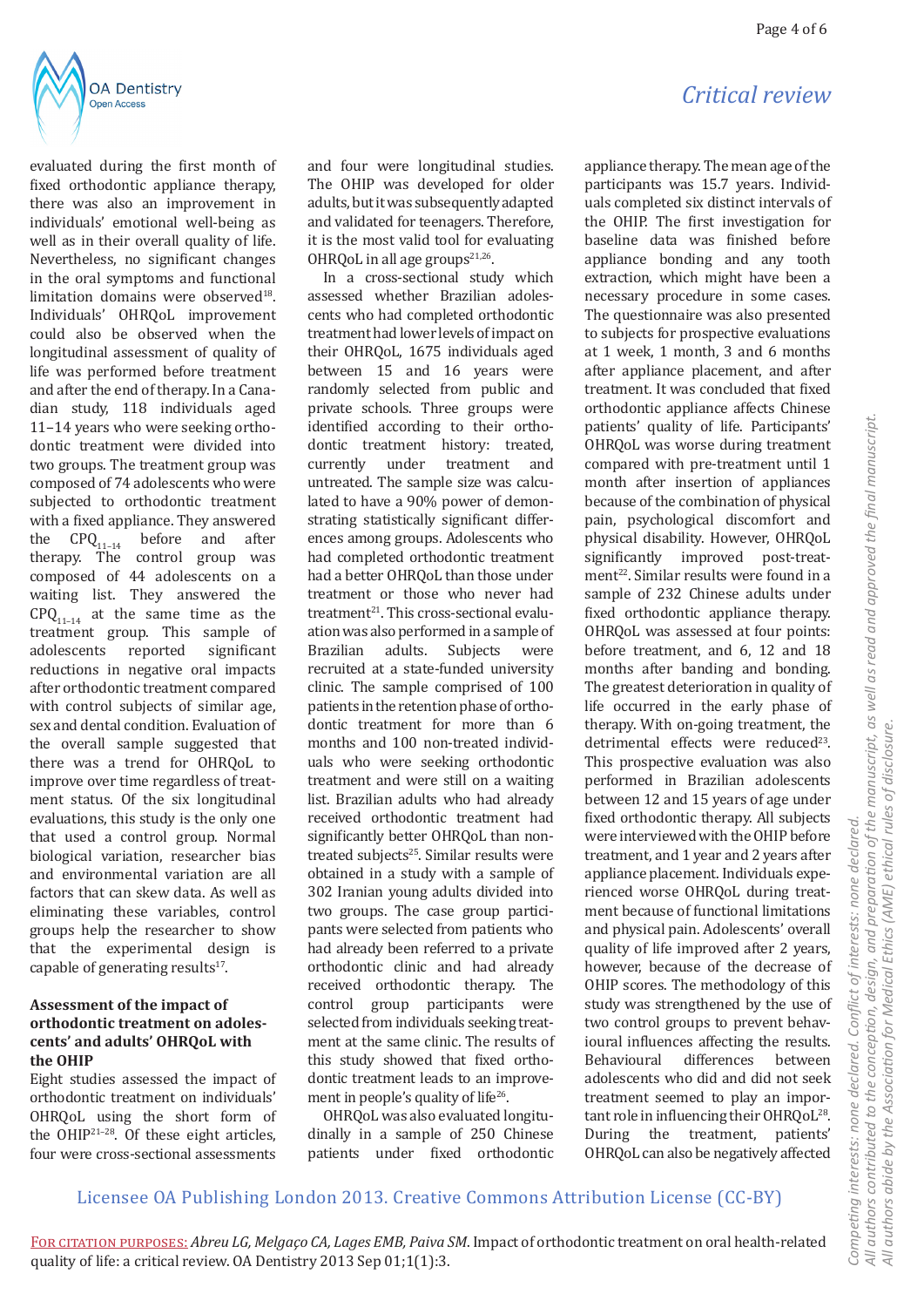evaluated during the first month of fixed orthodontic appliance therapy, there was also an improvement in individuals' emotional well-being as well as in their overall quality of life. Nevertheless, no significant changes in the oral symptoms and functional limitation domains were observed[18]. Individuals' OHRQoL improvement could also be observed when the longitudinal assessment of quality of life was performed before treatment and after the end of therapy. In a Canadian study, 118 individuals aged 11–14 years who were seeking orthodontic treatment were divided into two groups. The treatment group was composed of 74 adolescents who were subjected to orthodontic treatment with a fixed appliance. They answered the $CPQ_{11-14}$ before and after therapy. The control group was composed of 44 adolescents on a waiting list. They answered the $CPQ_{11-14}$ at the same time as the treatment group. This sample of adolescents reported significant reductions in negative oral impacts after orthodontic treatment compared with control subjects of similar age, sex and dental condition. Evaluation of the overall sample suggested that there was a trend for OHRQoL to improve over time regardless of treatment status. Of the six longitudinal evaluations, this study is the only one that used a control group. Normal biological variation, researcher bias and environmental variation are all factors that can skew data. As well as eliminating these variables, control groups help the researcher to show that the experimental design is capable of generating results[17].

### Assessment of the impact of orthodontic treatment on adolescents' and adults' OHRQoL with the OHIP

Eight studies assessed the impact of orthodontic treatment on individuals' OHRQoL using the short form of the OHIP[21–28]. Of these eight articles, four were cross-sectional assessments and four were longitudinal studies. The OHIP was developed for older adults, but it was subsequently adapted and validated for teenagers. Therefore, it is the most valid tool for evaluating OHRQoL in all age groups[21,26].

In a cross-sectional study which assessed whether Brazilian adolescents who had completed orthodontic treatment had lower levels of impact on their OHRQoL, 1675 individuals aged between 15 and 16 years were randomly selected from public and private schools. Three groups were identified according to their orthodontic treatment history: treated, currently under treatment and untreated. The sample size was calculated to have a 90% power of demonstrating statistically significant differences among groups. Adolescents who had completed orthodontic treatment had a better OHRQoL than those under treatment or those who never had treatment[21]. This cross-sectional evaluation was also performed in a sample of Brazilian adults. Subjects were recruited at a state-funded university clinic. The sample comprised of 100 patients in the retention phase of orthodontic treatment for more than 6 months and 100 non-treated individuals who were seeking orthodontic treatment and were still on a waiting list. Brazilian adults who had already received orthodontic treatment had significantly better OHRQoL than non-treated subjects[25]. Similar results were obtained in a study with a sample of 302 Iranian young adults divided into two groups. The case group participants were selected from patients who had already been referred to a private orthodontic clinic and had already received orthodontic therapy. The control group participants were selected from individuals seeking treatment at the same clinic. The results of this study showed that fixed orthodontic treatment leads to an improvement in people's quality of life[26].

OHRQoL was also evaluated longitudinally in a sample of 250 Chinese patients under fixed orthodontic appliance therapy. The mean age of the participants was 15.7 years. Individuals completed six distinct intervals of the OHIP. The first investigation for baseline data was finished before appliance bonding and any tooth extraction, which might have been a necessary procedure in some cases. The questionnaire was also presented to subjects for prospective evaluations at 1 week, 1 month, 3 and 6 months after appliance placement, and after treatment. It was concluded that fixed orthodontic appliance affects Chinese patients' quality of life. Participants' OHRQoL was worse during treatment compared with pre-treatment until 1 month after insertion of appliances because of the combination of physical pain, psychological discomfort and physical disability. However, OHRQoL significantly improved post-treatment[22]. Similar results were found in a sample of 232 Chinese adults under fixed orthodontic appliance therapy. OHRQoL was assessed at four points: before treatment, and 6, 12 and 18 months after banding and bonding. The greatest deterioration in quality of life occurred in the early phase of therapy. With on-going treatment, the detrimental effects were reduced[23]. This prospective evaluation was also performed in Brazilian adolescents between 12 and 15 years of age under fixed orthodontic therapy. All subjects were interviewed with the OHIP before treatment, and 1 year and 2 years after appliance placement. Individuals experienced worse OHRQoL during treatment because of functional limitations and physical pain. Adolescents' overall quality of life improved after 2 years, however, because of the decrease of OHIP scores. The methodology of this study was strengthened by the use of two control groups to prevent behavioural influences affecting the results. Behavioural differences between adolescents who did and did not seek treatment seemed to play an important role in influencing their OHRQoL[28]. During the treatment, patients' OHRQoL can also be negatively affected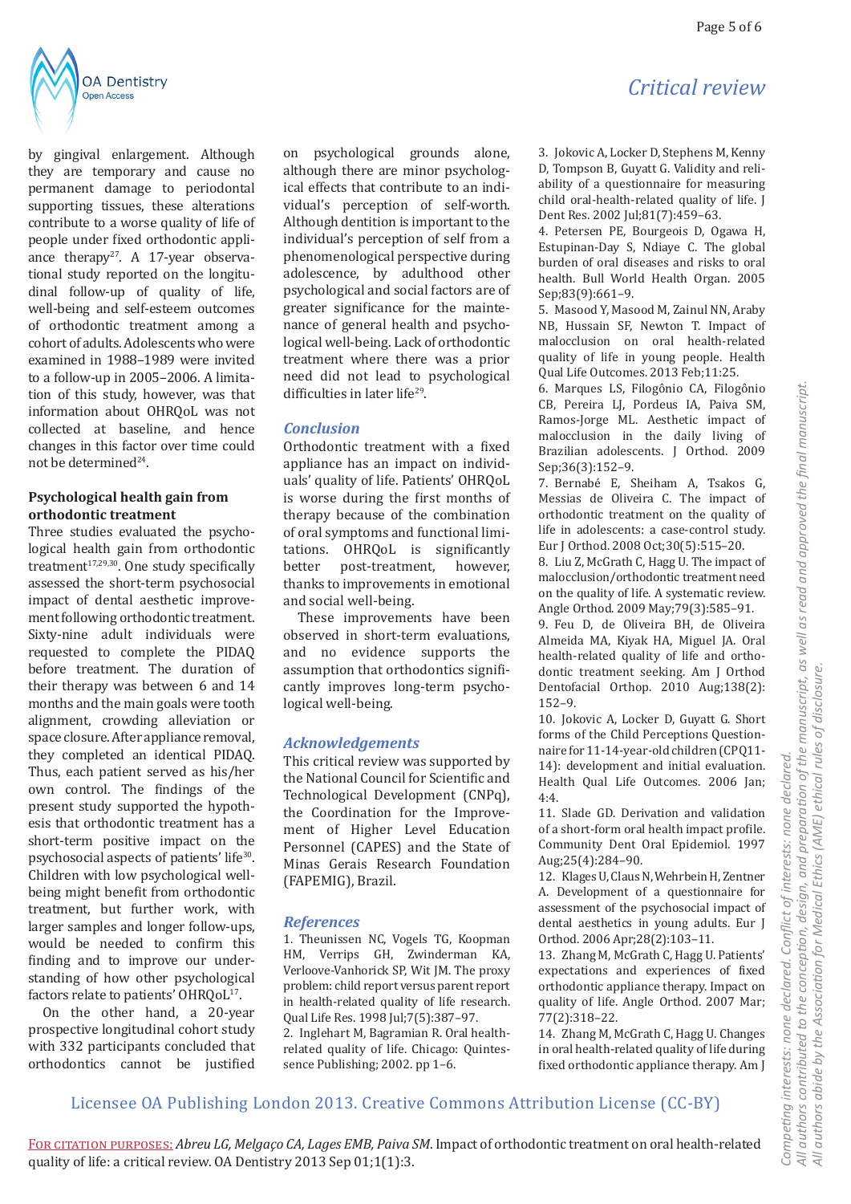by gingival enlargement. Although they are temporary and cause no permanent damage to periodontal supporting tissues, these alterations contribute to a worse quality of life of people under fixed orthodontic appliance therapy[27]. A 17-year observational study reported on the longitudinal follow-up of quality of life, well-being and self-esteem outcomes of orthodontic treatment among a cohort of adults. Adolescents who were examined in 1988–1989 were invited to a follow-up in 2005–2006. A limitation of this study, however, was that information about OHRQoL was not collected at baseline, and hence changes in this factor over time could not be determined[24].

### Psychological health gain from orthodontic treatment

Three studies evaluated the psychological health gain from orthodontic treatment[17,29,30]. One study specifically assessed the short-term psychosocial impact of dental aesthetic improvement following orthodontic treatment. Sixty-nine adult individuals were requested to complete the PIDAQ before treatment. The duration of their therapy was between 6 and 14 months and the main goals were tooth alignment, crowding alleviation or space closure. After appliance removal, they completed an identical PIDAQ. Thus, each patient served as his/her own control. The findings of the present study supported the hypothesis that orthodontic treatment has a short-term positive impact on the psychosocial aspects of patients' life[30]. Children with low psychological well-being might benefit from orthodontic treatment, but further work, with larger samples and longer follow-ups, would be needed to confirm this finding and to improve our understanding of how other psychological factors relate to patients' OHRQoL[17].

On the other hand, a 20-year prospective longitudinal cohort study with 332 participants concluded that orthodontics cannot be justified on psychological grounds alone, although there are minor psychological effects that contribute to an individual's perception of self-worth. Although dentition is important to the individual's perception of self from a phenomenological perspective during adolescence, by adulthood other psychological and social factors are of greater significance for the maintenance of general health and psychological well-being. Lack of orthodontic treatment where there was a prior need did not lead to psychological difficulties in later life[29].

## Conclusion

Orthodontic treatment with a fixed appliance has an impact on individuals' quality of life. Patients' OHRQoL is worse during the first months of therapy because of the combination of oral symptoms and functional limitations. OHRQoL is significantly better post-treatment, however, thanks to improvements in emotional and social well-being.

These improvements have been observed in short-term evaluations, and no evidence supports the assumption that orthodontics significantly improves long-term psychological well-being.

## Acknowledgements

This critical review was supported by the National Council for Scientific and Technological Development (CNPq), the Coordination for the Improvement of Higher Level Education Personnel (CAPES) and the State of Minas Gerais Research Foundation (FAPEMIG), Brazil.

## References

1. Theunissen NC, Vogels TG, Koopman HM, Verrips GH, Zwinderman KA, Verloove-Vanhorick SP, Wit JM. The proxy problem: child report versus parent report in health-related quality of life research. Qual Life Res. 1998 Jul;7(5):387–97.
2. Inglehart M, Bagramian R. Oral health-related quality of life. Chicago: Quintessence Publishing; 2002. pp 1–6.
3. Jokovic A, Locker D, Stephens M, Kenny D, Tompson B, Guyatt G. Validity and reliability of a questionnaire for measuring child oral-health-related quality of life. J Dent Res. 2002 Jul;81(7):459–63.
4. Petersen PE, Bourgeois D, Ogawa H, Estupinan-Day S, Ndiaye C. The global burden of oral diseases and risks to oral health. Bull World Health Organ. 2005 Sep;83(9):661–9.
5. Masood Y, Masood M, Zainul NN, Araby NB, Hussain SF, Newton T. Impact of malocclusion on oral health-related quality of life in young people. Health Qual Life Outcomes. 2013 Feb;11:25.
6. Marques LS, Filogônio CA, Filogônio CB, Pereira LJ, Pordeus IA, Paiva SM, Ramos-Jorge ML. Aesthetic impact of malocclusion in the daily living of Brazilian adolescents. J Orthod. 2009 Sep;36(3):152–9.
7. Bernabé E, Sheiham A, Tsakos G, Messias de Oliveira C. The impact of orthodontic treatment on the quality of life in adolescents: a case-control study. Eur J Orthod. 2008 Oct;30(5):515–20.
8. Liu Z, McGrath C, Hagg U. The impact of malocclusion/orthodontic treatment need on the quality of life. A systematic review. Angle Orthod. 2009 May;79(3):585–91.
9. Feu D, de Oliveira BH, de Oliveira Almeida MA, Kiyak HA, Miguel JA. Oral health-related quality of life and orthodontic treatment seeking. Am J Orthod Dentofacial Orthop. 2010 Aug;138(2):152–9.
10. Jokovic A, Locker D, Guyatt G. Short forms of the Child Perceptions Questionnaire for 11-14-year-old children (CPQ11-14): development and initial evaluation. Health Qual Life Outcomes. 2006 Jan;4:4.
11. Slade GD. Derivation and validation of a short-form oral health impact profile. Community Dent Oral Epidemiol. 1997 Aug;25(4):284–90.
12. Klages U, Claus N, Wehrbein H, Zentner A. Development of a questionnaire for assessment of the psychosocial impact of dental aesthetics in young adults. Eur J Orthod. 2006 Apr;28(2):103–11.
13. Zhang M, McGrath C, Hagg U. Patients' expectations and experiences of fixed orthodontic appliance therapy. Impact on quality of life. Angle Orthod. 2007 Mar;77(2):318–22.
14. Zhang M, McGrath C, Hagg U. Changes in oral health-related quality of life during fixed orthodontic appliance therapy. Am J

Licensee OA Publishing London 2013. Creative Commons Attribution License (CC-BY)

For citation purposes: *Abreu LG, Melgaço CA, Lages EMB, Paiva SM.* Impact of orthodontic treatment on oral health-related quality of life: a critical review. OA Dentistry 2013 Sep 01;1(1):3.

*Competing interests: none declared. Conflict of interests: none declared. All authors contributed to the conception, design, and preparation of the manuscript, as well as read and approved the final manuscript. All authors abide by the Association for Medical Ethics (AME) ethical rules of disclosure.*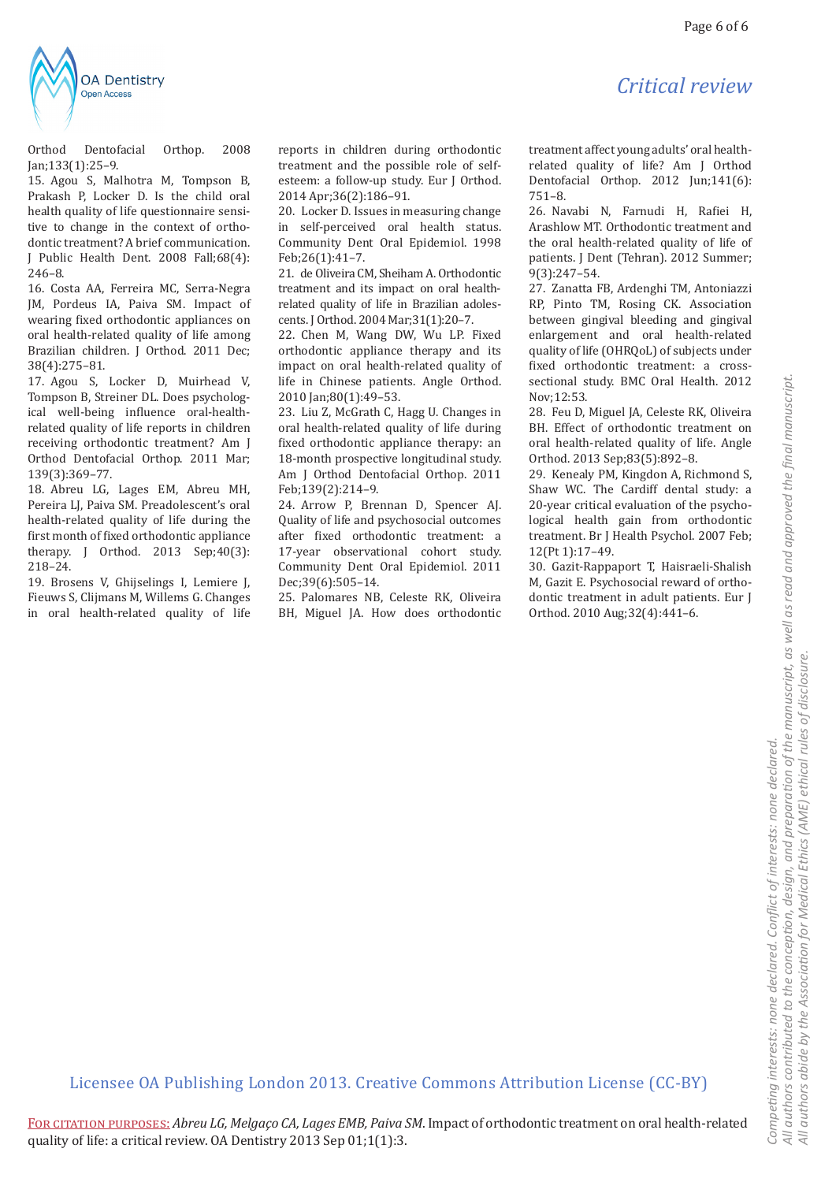Orthod Dentofacial Orthop. 2008 Jan;133(1):25–9.

15. Agou S, Malhotra M, Tompson B, Prakash P, Locker D. Is the child oral health quality of life questionnaire sensitive to change in the context of orthodontic treatment? A brief communication. J Public Health Dent. 2008 Fall;68(4):246–8.

16. Costa AA, Ferreira MC, Serra-Negra JM, Pordeus IA, Paiva SM. Impact of wearing fixed orthodontic appliances on oral health-related quality of life among Brazilian children. J Orthod. 2011 Dec;38(4):275–81.

17. Agou S, Locker D, Muirhead V, Tompson B, Streiner DL. Does psychological well-being influence oral-health-related quality of life reports in children receiving orthodontic treatment? Am J Orthod Dentofacial Orthop. 2011 Mar;139(3):369–77.

18. Abreu LG, Lages EM, Abreu MH, Pereira LJ, Paiva SM. Preadolescent's oral health-related quality of life during the first month of fixed orthodontic appliance therapy. J Orthod. 2013 Sep;40(3):218–24.

19. Brosens V, Ghijselings I, Lemiere J, Fieuws S, Clijmans M, Willems G. Changes in oral health-related quality of life reports in children during orthodontic treatment and the possible role of self-esteem: a follow-up study. Eur J Orthod. 2014 Apr;36(2):186–91.

20. Locker D. Issues in measuring change in self-perceived oral health status. Community Dent Oral Epidemiol. 1998 Feb;26(1):41–7.

21. de Oliveira CM, Sheiham A. Orthodontic treatment and its impact on oral health-related quality of life in Brazilian adolescents. J Orthod. 2004 Mar;31(1):20–7.

22. Chen M, Wang DW, Wu LP. Fixed orthodontic appliance therapy and its impact on oral health-related quality of life in Chinese patients. Angle Orthod. 2010 Jan;80(1):49–53.

23. Liu Z, McGrath C, Hagg U. Changes in oral health-related quality of life during fixed orthodontic appliance therapy: an 18-month prospective longitudinal study. Am J Orthod Dentofacial Orthop. 2011 Feb;139(2):214–9.

24. Arrow P, Brennan D, Spencer AJ. Quality of life and psychosocial outcomes after fixed orthodontic treatment: a 17-year observational cohort study. Community Dent Oral Epidemiol. 2011 Dec;39(6):505–14.

25. Palomares NB, Celeste RK, Oliveira BH, Miguel JA. How does orthodontic treatment affect young adults' oral health-related quality of life? Am J Orthod Dentofacial Orthop. 2012 Jun;141(6):751–8.

26. Navabi N, Farnudi H, Rafiei H, Arashlow MT. Orthodontic treatment and the oral health-related quality of life of patients. J Dent (Tehran). 2012 Summer;9(3):247–54.

27. Zanatta FB, Ardenghi TM, Antoniazzi RP, Pinto TM, Rosing CK. Association between gingival bleeding and gingival enlargement and oral health-related quality of life (OHRQoL) of subjects under fixed orthodontic treatment: a cross-sectional study. BMC Oral Health. 2012 Nov;12:53.

28. Feu D, Miguel JA, Celeste RK, Oliveira BH. Effect of orthodontic treatment on oral health-related quality of life. Angle Orthod. 2013 Sep;83(5):892–8.

29. Kenealy PM, Kingdon A, Richmond S, Shaw WC. The Cardiff dental study: a 20-year critical evaluation of the psychological health gain from orthodontic treatment. Br J Health Psychol. 2007 Feb;12(Pt 1):17–49.

30. Gazit-Rappaport T, Haisraeli-Shalish M, Gazit E. Psychosocial reward of orthodontic treatment in adult patients. Eur J Orthod. 2010 Aug;32(4):441–6.

*Competing interests: none declared. Conflict of interests: none declared.*
*All authors contributed to the conception, design, and preparation of the manuscript, as well as read and approved the final manuscript.*
*All authors abide by the Association for Medical Ethics (AME) ethical rules of disclosure.*

Licensee OA Publishing London 2013. Creative Commons Attribution License (CC-BY)

FOR CITATION PURPOSES: *Abreu LG, Melgaço CA, Lages EMB, Paiva SM*. Impact of orthodontic treatment on oral health-related quality of life: a critical review. OA Dentistry 2013 Sep 01;1(1):3.